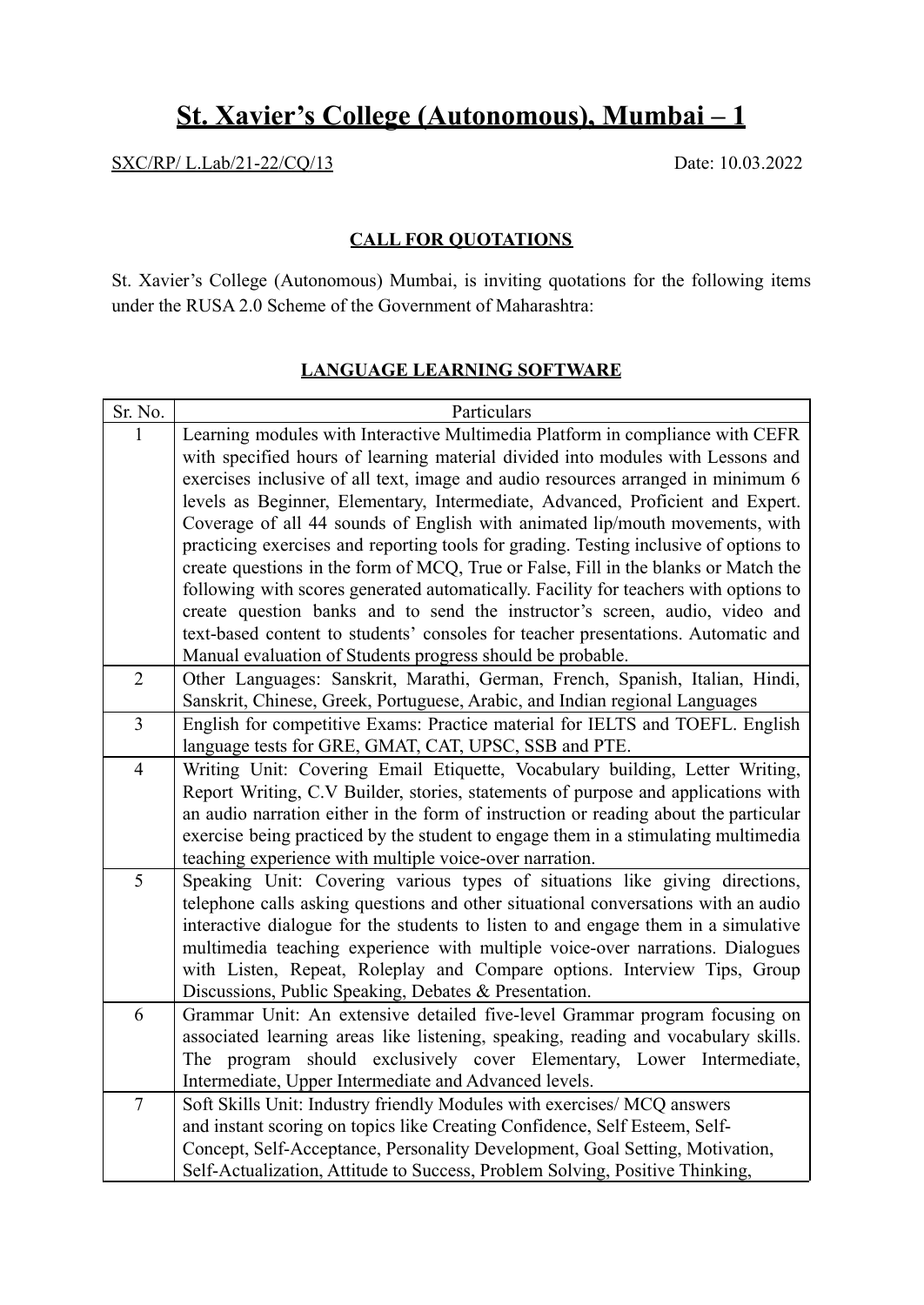# St. Xavier's College (Autonomous), Mumbai – 1

SXC/RP/ L.Lab/21-22/CQ/13 Date: 10.03.2022

## CALL FOR QUOTATIONS

St. Xavier's College (Autonomous) Mumbai, is inviting quotations for the following items under the RUSA 2.0 Scheme of the Government of Maharashtra:

### LANGUAGE LEARNING SOFTWARE

| Sr. No. | Particulars |
|---|---|
| 1 | Learning modules with Interactive Multimedia Platform in compliance with CEFR with specified hours of learning material divided into modules with Lessons and exercises inclusive of all text, image and audio resources arranged in minimum 6 levels as Beginner, Elementary, Intermediate, Advanced, Proficient and Expert. Coverage of all 44 sounds of English with animated lip/mouth movements, with practicing exercises and reporting tools for grading. Testing inclusive of options to create questions in the form of MCQ, True or False, Fill in the blanks or Match the following with scores generated automatically. Facility for teachers with options to create question banks and to send the instructor's screen, audio, video and text-based content to students' consoles for teacher presentations. Automatic and Manual evaluation of Students progress should be probable. |
| 2 | Other Languages: Sanskrit, Marathi, German, French, Spanish, Italian, Hindi, Sanskrit, Chinese, Greek, Portuguese, Arabic, and Indian regional Languages |
| 3 | English for competitive Exams: Practice material for IELTS and TOEFL. English language tests for GRE, GMAT, CAT, UPSC, SSB and PTE. |
| 4 | Writing Unit: Covering Email Etiquette, Vocabulary building, Letter Writing, Report Writing, C.V Builder, stories, statements of purpose and applications with an audio narration either in the form of instruction or reading about the particular exercise being practiced by the student to engage them in a stimulating multimedia teaching experience with multiple voice-over narration. |
| 5 | Speaking Unit: Covering various types of situations like giving directions, telephone calls asking questions and other situational conversations with an audio interactive dialogue for the students to listen to and engage them in a simulative multimedia teaching experience with multiple voice-over narrations. Dialogues with Listen, Repeat, Roleplay and Compare options. Interview Tips, Group Discussions, Public Speaking, Debates & Presentation. |
| 6 | Grammar Unit: An extensive detailed five-level Grammar program focusing on associated learning areas like listening, speaking, reading and vocabulary skills. The program should exclusively cover Elementary, Lower Intermediate, Intermediate, Upper Intermediate and Advanced levels. |
| 7 | Soft Skills Unit: Industry friendly Modules with exercises/ MCQ answers and instant scoring on topics like Creating Confidence, Self Esteem, Self-Concept, Self-Acceptance, Personality Development, Goal Setting, Motivation, Self-Actualization, Attitude to Success, Problem Solving, Positive Thinking, |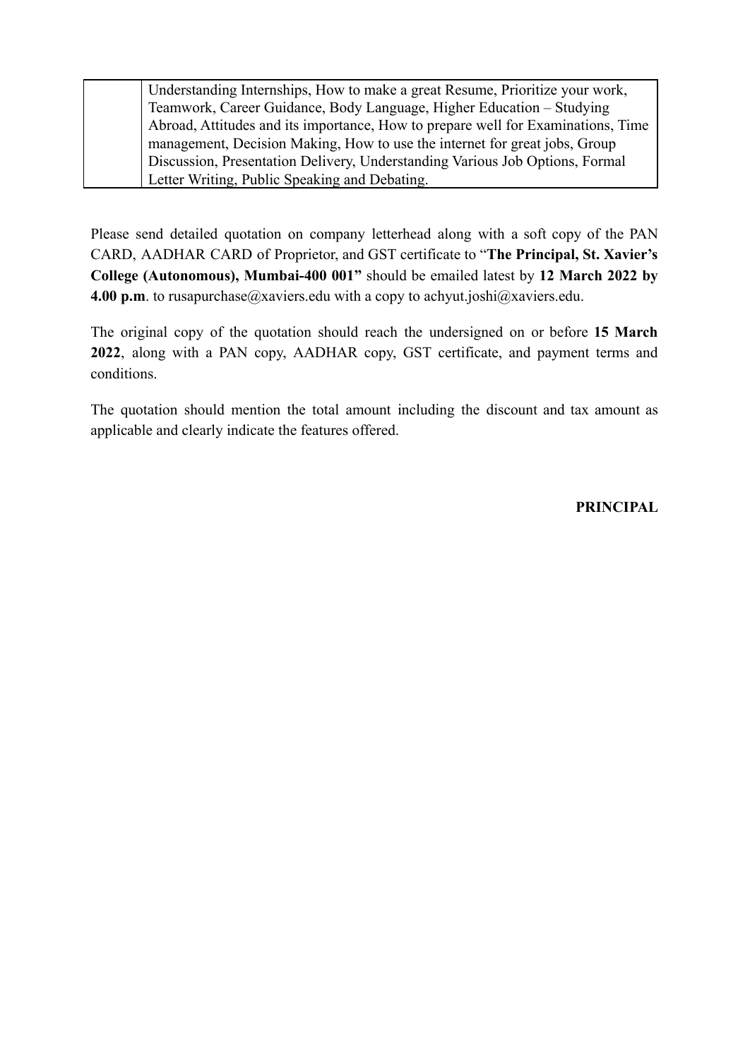| | |
|---|---|
| | Understanding Internships, How to make a great Resume, Prioritize your work, Teamwork, Career Guidance, Body Language, Higher Education – Studying Abroad, Attitudes and its importance, How to prepare well for Examinations, Time management, Decision Making, How to use the internet for great jobs, Group Discussion, Presentation Delivery, Understanding Various Job Options, Formal Letter Writing, Public Speaking and Debating. |

Please send detailed quotation on company letterhead along with a soft copy of the PAN CARD, AADHAR CARD of Proprietor, and GST certificate to "**The Principal, St. Xavier's College (Autonomous), Mumbai-400 001"** should be emailed latest by **12 March 2022 by 4.00 p.m**. to rusapurchase@xaviers.edu with a copy to achyut.joshi@xaviers.edu.

The original copy of the quotation should reach the undersigned on or before **15 March 2022**, along with a PAN copy, AADHAR copy, GST certificate, and payment terms and conditions.

The quotation should mention the total amount including the discount and tax amount as applicable and clearly indicate the features offered.

**PRINCIPAL**